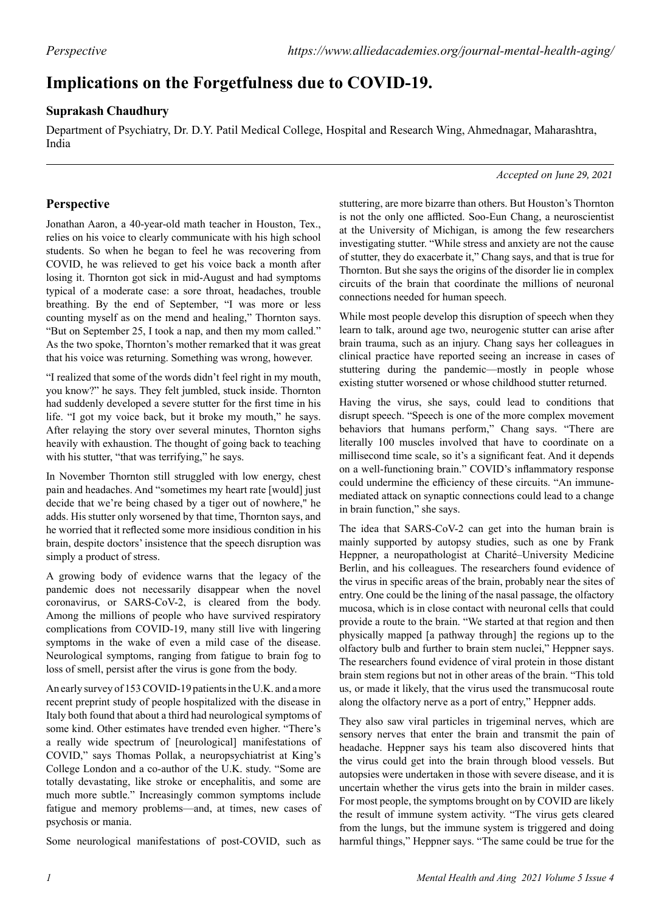# Implications on the Forgetfulness due to COVID-19.

**Suprakash Chaudhury**

Department of Psychiatry, Dr. D.Y. Patil Medical College, Hospital and Research Wing, Ahmednagar, Maharashtra, India

*Accepted on June 29, 2021*

## Perspective

Jonathan Aaron, a 40-year-old math teacher in Houston, Tex., relies on his voice to clearly communicate with his high school students. So when he began to feel he was recovering from COVID, he was relieved to get his voice back a month after losing it. Thornton got sick in mid-August and had symptoms typical of a moderate case: a sore throat, headaches, trouble breathing. By the end of September, "I was more or less counting myself as on the mend and healing," Thornton says. "But on September 25, I took a nap, and then my mom called." As the two spoke, Thornton's mother remarked that it was great that his voice was returning. Something was wrong, however.

"I realized that some of the words didn't feel right in my mouth, you know?" he says. They felt jumbled, stuck inside. Thornton had suddenly developed a severe stutter for the first time in his life. "I got my voice back, but it broke my mouth," he says. After relaying the story over several minutes, Thornton sighs heavily with exhaustion. The thought of going back to teaching with his stutter, "that was terrifying," he says.

In November Thornton still struggled with low energy, chest pain and headaches. And "sometimes my heart rate [would] just decide that we're being chased by a tiger out of nowhere," he adds. His stutter only worsened by that time, Thornton says, and he worried that it reflected some more insidious condition in his brain, despite doctors' insistence that the speech disruption was simply a product of stress.

A growing body of evidence warns that the legacy of the pandemic does not necessarily disappear when the novel coronavirus, or SARS-CoV-2, is cleared from the body. Among the millions of people who have survived respiratory complications from COVID-19, many still live with lingering symptoms in the wake of even a mild case of the disease. Neurological symptoms, ranging from fatigue to brain fog to loss of smell, persist after the virus is gone from the body.

An early survey of 153 COVID-19 patients in the U.K. and a more recent preprint study of people hospitalized with the disease in Italy both found that about a third had neurological symptoms of some kind. Other estimates have trended even higher. "There's a really wide spectrum of [neurological] manifestations of COVID," says Thomas Pollak, a neuropsychiatrist at King's College London and a co-author of the U.K. study. "Some are totally devastating, like stroke or encephalitis, and some are much more subtle." Increasingly common symptoms include fatigue and memory problems—and, at times, new cases of psychosis or mania.

Some neurological manifestations of post-COVID, such as stuttering, are more bizarre than others. But Houston's Thornton is not the only one afflicted. Soo-Eun Chang, a neuroscientist at the University of Michigan, is among the few researchers investigating stutter. "While stress and anxiety are not the cause of stutter, they do exacerbate it," Chang says, and that is true for Thornton. But she says the origins of the disorder lie in complex circuits of the brain that coordinate the millions of neuronal connections needed for human speech.

While most people develop this disruption of speech when they learn to talk, around age two, neurogenic stutter can arise after brain trauma, such as an injury. Chang says her colleagues in clinical practice have reported seeing an increase in cases of stuttering during the pandemic—mostly in people whose existing stutter worsened or whose childhood stutter returned.

Having the virus, she says, could lead to conditions that disrupt speech. "Speech is one of the more complex movement behaviors that humans perform," Chang says. "There are literally 100 muscles involved that have to coordinate on a millisecond time scale, so it's a significant feat. And it depends on a well-functioning brain." COVID's inflammatory response could undermine the efficiency of these circuits. "An immune-mediated attack on synaptic connections could lead to a change in brain function," she says.

The idea that SARS-CoV-2 can get into the human brain is mainly supported by autopsy studies, such as one by Frank Heppner, a neuropathologist at Charité–University Medicine Berlin, and his colleagues. The researchers found evidence of the virus in specific areas of the brain, probably near the sites of entry. One could be the lining of the nasal passage, the olfactory mucosa, which is in close contact with neuronal cells that could provide a route to the brain. "We started at that region and then physically mapped [a pathway through] the regions up to the olfactory bulb and further to brain stem nuclei," Heppner says. The researchers found evidence of viral protein in those distant brain stem regions but not in other areas of the brain. "This told us, or made it likely, that the virus used the transmucosal route along the olfactory nerve as a port of entry," Heppner adds.

They also saw viral particles in trigeminal nerves, which are sensory nerves that enter the brain and transmit the pain of headache. Heppner says his team also discovered hints that the virus could get into the brain through blood vessels. But autopsies were undertaken in those with severe disease, and it is uncertain whether the virus gets into the brain in milder cases. For most people, the symptoms brought on by COVID are likely the result of immune system activity. "The virus gets cleared from the lungs, but the immune system is triggered and doing harmful things," Heppner says. "The same could be true for the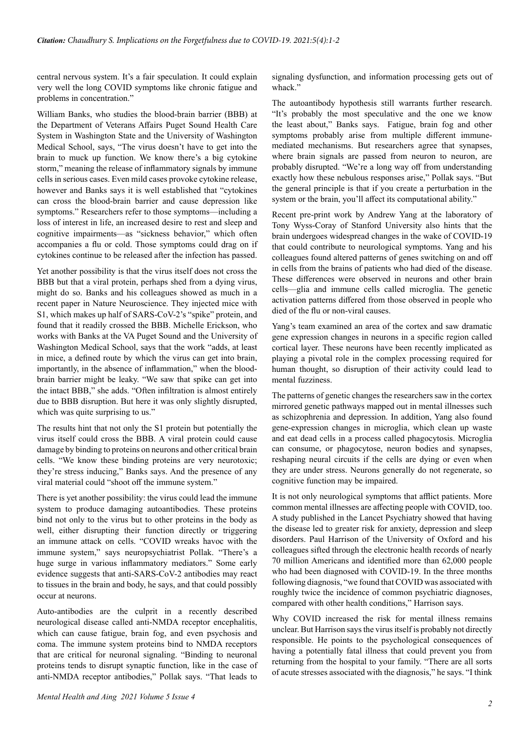central nervous system. It's a fair speculation. It could explain very well the long COVID symptoms like chronic fatigue and problems in concentration."

William Banks, who studies the blood-brain barrier (BBB) at the Department of Veterans Affairs Puget Sound Health Care System in Washington State and the University of Washington Medical School, says, "The virus doesn't have to get into the brain to muck up function. We know there's a big cytokine storm," meaning the release of inflammatory signals by immune cells in serious cases. Even mild cases provoke cytokine release, however and Banks says it is well established that "cytokines can cross the blood-brain barrier and cause depression like symptoms." Researchers refer to those symptoms—including a loss of interest in life, an increased desire to rest and sleep and cognitive impairments—as "sickness behavior," which often accompanies a flu or cold. Those symptoms could drag on if cytokines continue to be released after the infection has passed.

Yet another possibility is that the virus itself does not cross the BBB but that a viral protein, perhaps shed from a dying virus, might do so. Banks and his colleagues showed as much in a recent paper in Nature Neuroscience. They injected mice with S1, which makes up half of SARS-CoV-2's "spike" protein, and found that it readily crossed the BBB. Michelle Erickson, who works with Banks at the VA Puget Sound and the University of Washington Medical School, says that the work "adds, at least in mice, a defined route by which the virus can get into brain, importantly, in the absence of inflammation," when the blood-brain barrier might be leaky. "We saw that spike can get into the intact BBB," she adds. "Often infiltration is almost entirely due to BBB disruption. But here it was only slightly disrupted, which was quite surprising to us."

The results hint that not only the S1 protein but potentially the virus itself could cross the BBB. A viral protein could cause damage by binding to proteins on neurons and other critical brain cells. "We know these binding proteins are very neurotoxic; they're stress inducing," Banks says. And the presence of any viral material could "shoot off the immune system."

There is yet another possibility: the virus could lead the immune system to produce damaging autoantibodies. These proteins bind not only to the virus but to other proteins in the body as well, either disrupting their function directly or triggering an immune attack on cells. "COVID wreaks havoc with the immune system," says neuropsychiatrist Pollak. "There's a huge surge in various inflammatory mediators." Some early evidence suggests that anti-SARS-CoV-2 antibodies may react to tissues in the brain and body, he says, and that could possibly occur at neurons.

Auto-antibodies are the culprit in a recently described neurological disease called anti-NMDA receptor encephalitis, which can cause fatigue, brain fog, and even psychosis and coma. The immune system proteins bind to NMDA receptors that are critical for neuronal signaling. "Binding to neuronal proteins tends to disrupt synaptic function, like in the case of anti-NMDA receptor antibodies," Pollak says. "That leads to signaling dysfunction, and information processing gets out of whack."

The autoantibody hypothesis still warrants further research. "It's probably the most speculative and the one we know the least about," Banks says. Fatigue, brain fog and other symptoms probably arise from multiple different immune-mediated mechanisms. But researchers agree that synapses, where brain signals are passed from neuron to neuron, are probably disrupted. "We're a long way off from understanding exactly how these nebulous responses arise," Pollak says. "But the general principle is that if you create a perturbation in the system or the brain, you'll affect its computational ability."

Recent pre-print work by Andrew Yang at the laboratory of Tony Wyss-Coray of Stanford University also hints that the brain undergoes widespread changes in the wake of COVID-19 that could contribute to neurological symptoms. Yang and his colleagues found altered patterns of genes switching on and off in cells from the brains of patients who had died of the disease. These differences were observed in neurons and other brain cells—glia and immune cells called microglia. The genetic activation patterns differed from those observed in people who died of the flu or non-viral causes.

Yang's team examined an area of the cortex and saw dramatic gene expression changes in neurons in a specific region called cortical layer. These neurons have been recently implicated as playing a pivotal role in the complex processing required for human thought, so disruption of their activity could lead to mental fuzziness.

The patterns of genetic changes the researchers saw in the cortex mirrored genetic pathways mapped out in mental illnesses such as schizophrenia and depression. In addition, Yang also found gene-expression changes in microglia, which clean up waste and eat dead cells in a process called phagocytosis. Microglia can consume, or phagocytose, neuron bodies and synapses, reshaping neural circuits if the cells are dying or even when they are under stress. Neurons generally do not regenerate, so cognitive function may be impaired.

It is not only neurological symptoms that afflict patients. More common mental illnesses are affecting people with COVID, too. A study published in the Lancet Psychiatry showed that having the disease led to greater risk for anxiety, depression and sleep disorders. Paul Harrison of the University of Oxford and his colleagues sifted through the electronic health records of nearly 70 million Americans and identified more than 62,000 people who had been diagnosed with COVID-19. In the three months following diagnosis, "we found that COVID was associated with roughly twice the incidence of common psychiatric diagnoses, compared with other health conditions," Harrison says.

Why COVID increased the risk for mental illness remains unclear. But Harrison says the virus itself is probably not directly responsible. He points to the psychological consequences of having a potentially fatal illness that could prevent you from returning from the hospital to your family. "There are all sorts of acute stresses associated with the diagnosis," he says. "I think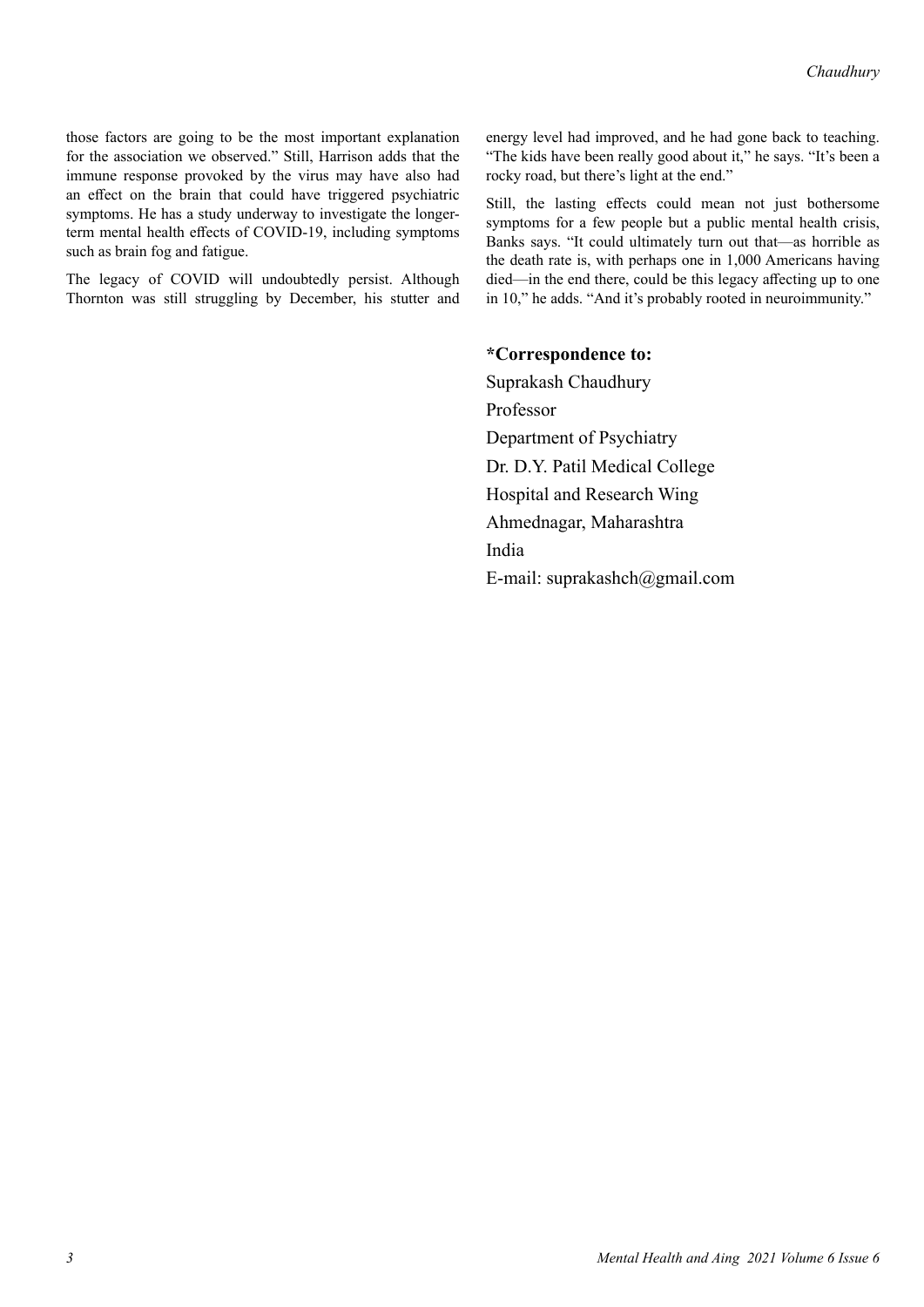those factors are going to be the most important explanation for the association we observed." Still, Harrison adds that the immune response provoked by the virus may have also had an effect on the brain that could have triggered psychiatric symptoms. He has a study underway to investigate the longer-term mental health effects of COVID-19, including symptoms such as brain fog and fatigue.

The legacy of COVID will undoubtedly persist. Although Thornton was still struggling by December, his stutter and energy level had improved, and he had gone back to teaching. "The kids have been really good about it," he says. "It's been a rocky road, but there's light at the end."

Still, the lasting effects could mean not just bothersome symptoms for a few people but a public mental health crisis, Banks says. "It could ultimately turn out that—as horrible as the death rate is, with perhaps one in 1,000 Americans having died—in the end there, could be this legacy affecting up to one in 10," he adds. "And it's probably rooted in neuroimmunity."

**\*Correspondence to:**

Suprakash Chaudhury

Professor

Department of Psychiatry

Dr. D.Y. Patil Medical College

Hospital and Research Wing

Ahmednagar, Maharashtra

India

E-mail: suprakashch@gmail.com